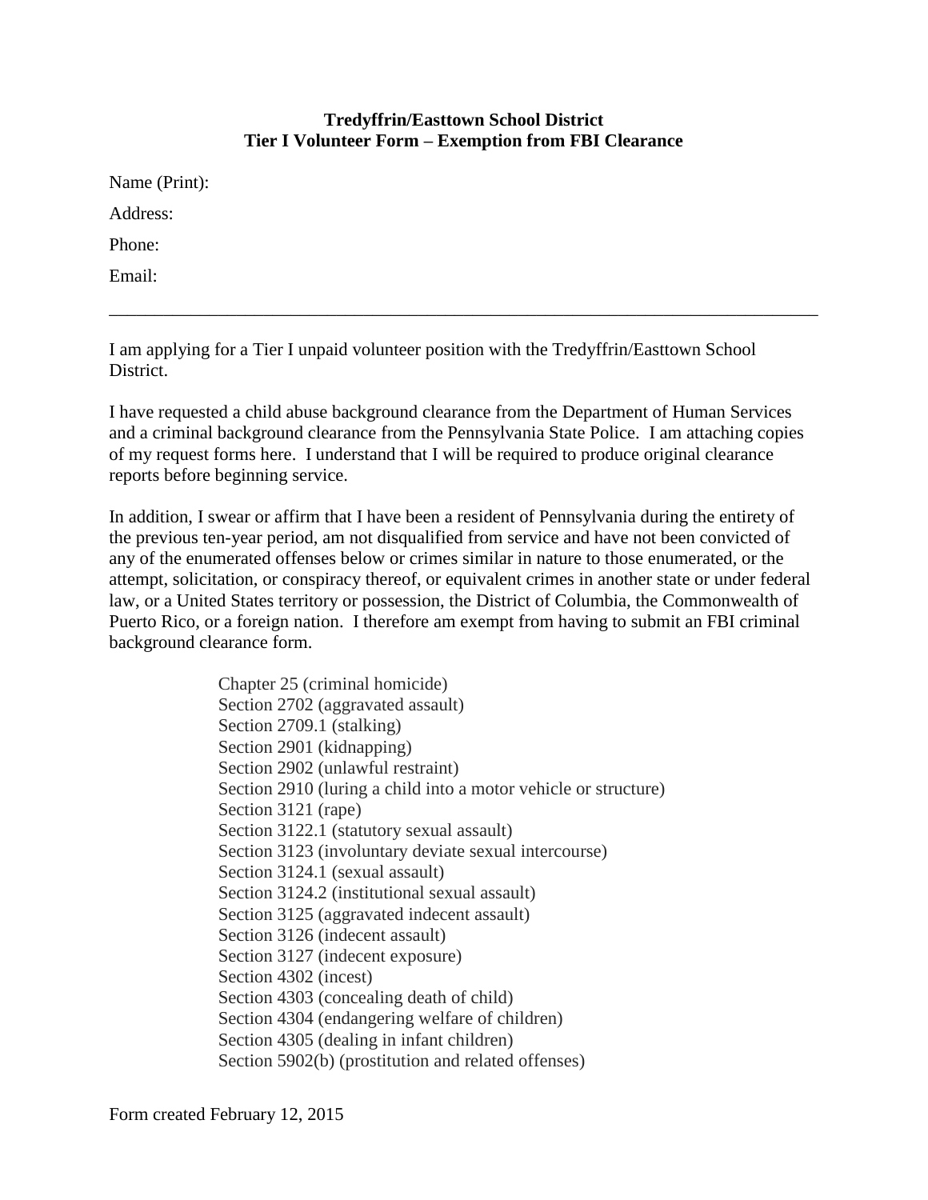**Tredyffrin/Easttown School District**
**Tier I Volunteer Form – Exemption from FBI Clearance**

Name (Print):

Address:

Phone:

Email:

---

I am applying for a Tier I unpaid volunteer position with the Tredyffrin/Easttown School District.

I have requested a child abuse background clearance from the Department of Human Services and a criminal background clearance from the Pennsylvania State Police. I am attaching copies of my request forms here. I understand that I will be required to produce original clearance reports before beginning service.

In addition, I swear or affirm that I have been a resident of Pennsylvania during the entirety of the previous ten-year period, am not disqualified from service and have not been convicted of any of the enumerated offenses below or crimes similar in nature to those enumerated, or the attempt, solicitation, or conspiracy thereof, or equivalent crimes in another state or under federal law, or a United States territory or possession, the District of Columbia, the Commonwealth of Puerto Rico, or a foreign nation. I therefore am exempt from having to submit an FBI criminal background clearance form.

Chapter 25 (criminal homicide)
Section 2702 (aggravated assault)
Section 2709.1 (stalking)
Section 2901 (kidnapping)
Section 2902 (unlawful restraint)
Section 2910 (luring a child into a motor vehicle or structure)
Section 3121 (rape)
Section 3122.1 (statutory sexual assault)
Section 3123 (involuntary deviate sexual intercourse)
Section 3124.1 (sexual assault)
Section 3124.2 (institutional sexual assault)
Section 3125 (aggravated indecent assault)
Section 3126 (indecent assault)
Section 3127 (indecent exposure)
Section 4302 (incest)
Section 4303 (concealing death of child)
Section 4304 (endangering welfare of children)
Section 4305 (dealing in infant children)
Section 5902(b) (prostitution and related offenses)

Form created February 12, 2015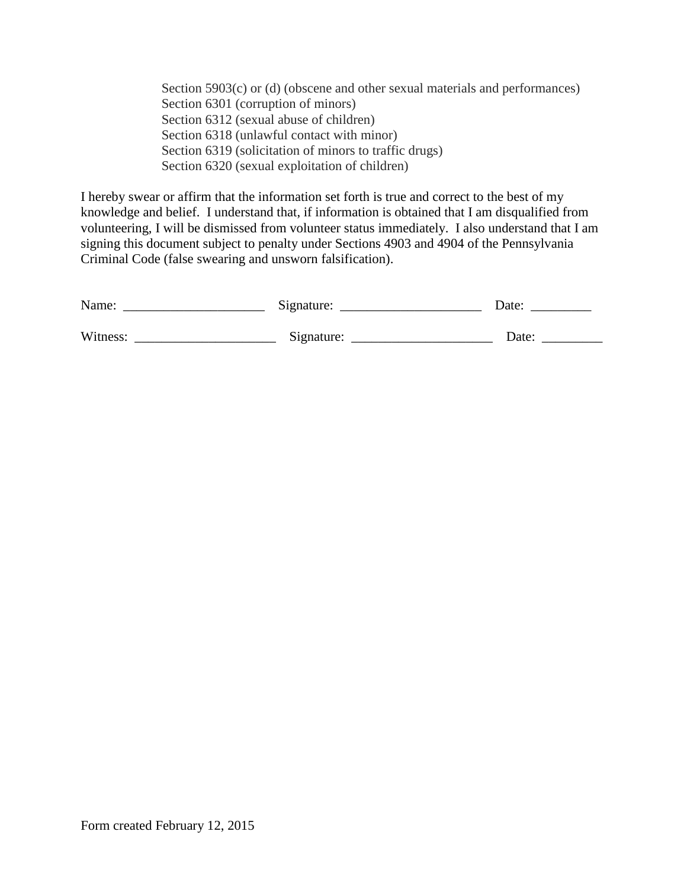Section 5903(c) or (d) (obscene and other sexual materials and performances)
Section 6301 (corruption of minors)
Section 6312 (sexual abuse of children)
Section 6318 (unlawful contact with minor)
Section 6319 (solicitation of minors to traffic drugs)
Section 6320 (sexual exploitation of children)

I hereby swear or affirm that the information set forth is true and correct to the best of my knowledge and belief. I understand that, if information is obtained that I am disqualified from volunteering, I will be dismissed from volunteer status immediately. I also understand that I am signing this document subject to penalty under Sections 4903 and 4904 of the Pennsylvania Criminal Code (false swearing and unsworn falsification).

Name: _____________________ Signature: _____________________ Date: _________

Witness: _____________________ Signature: _____________________ Date: _________

Form created February 12, 2015